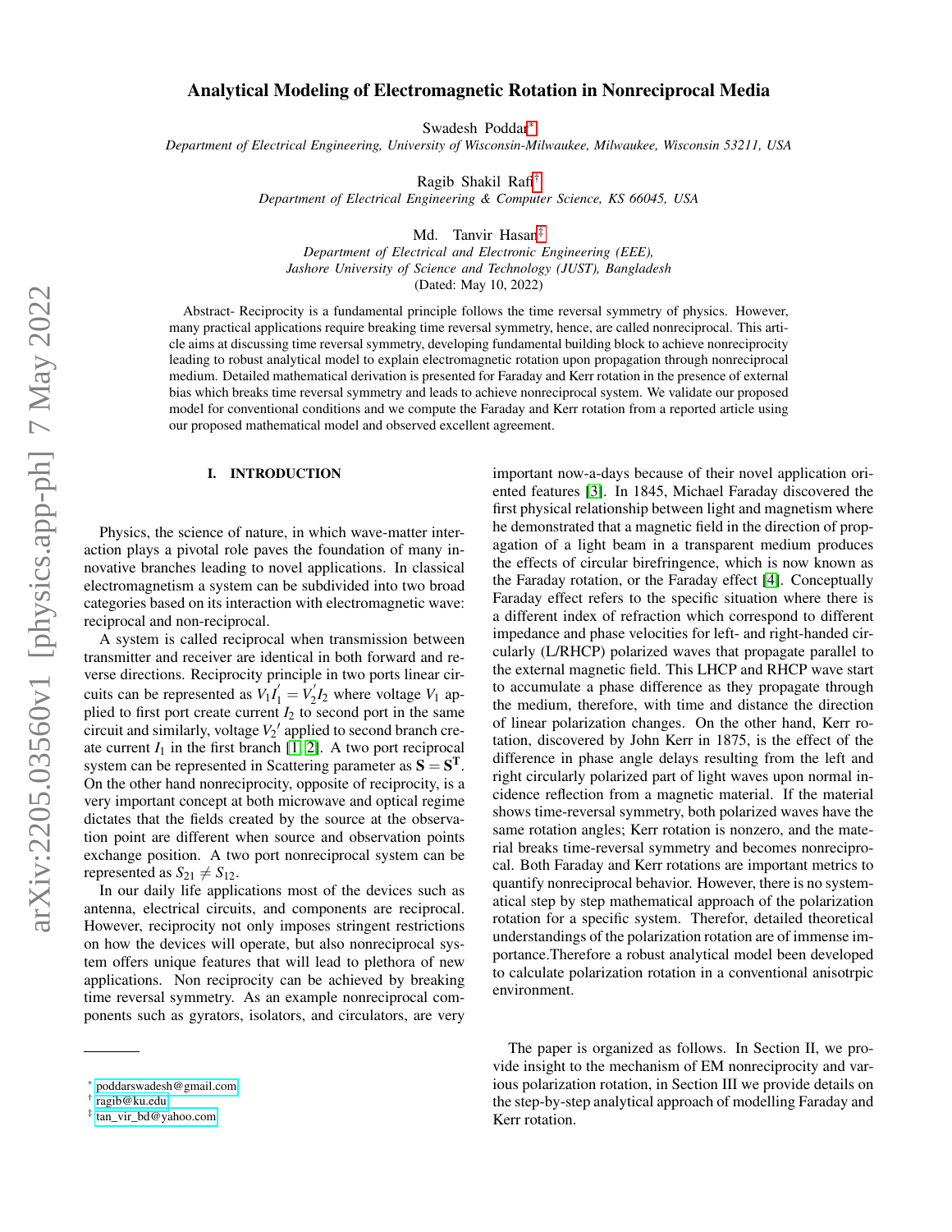# Analytical Modeling of Electromagnetic Rotation in Nonreciprocal Media

Swadesh Poddar[*]

*Department of Electrical Engineering, University of Wisconsin-Milwaukee, Milwaukee, Wisconsin 53211, USA*

Ragib Shakil Rafi[†]

*Department of Electrical Engineering & Computer Science, KS 66045, USA*

Md. Tanvir Hasan[‡]

*Department of Electrical and Electronic Engineering (EEE), Jashore University of Science and Technology (JUST), Bangladesh*

(Dated: May 10, 2022)

Abstract- Reciprocity is a fundamental principle follows the time reversal symmetry of physics. However, many practical applications require breaking time reversal symmetry, hence, are called nonreciprocal. This article aims at discussing time reversal symmetry, developing fundamental building block to achieve nonreciprocity leading to robust analytical model to explain electromagnetic rotation upon propagation through nonreciprocal medium. Detailed mathematical derivation is presented for Faraday and Kerr rotation in the presence of external bias which breaks time reversal symmetry and leads to achieve nonreciprocal system. We validate our proposed model for conventional conditions and we compute the Faraday and Kerr rotation from a reported article using our proposed mathematical model and observed excellent agreement.

## I. INTRODUCTION

Physics, the science of nature, in which wave-matter interaction plays a pivotal role paves the foundation of many innovative branches leading to novel applications. In classical electromagnetism a system can be subdivided into two broad categories based on its interaction with electromagnetic wave: reciprocal and non-reciprocal.

A system is called reciprocal when transmission between transmitter and receiver are identical in both forward and reverse directions. Reciprocity principle in two ports linear circuits can be represented as $V_1 I_1^{'} = V_2^{'} I_2$ where voltage $V_1$ applied to first port create current $I_2$ to second port in the same circuit and similarly, voltage $V_2{'}$ applied to second branch create current $I_1$ in the first branch [1, 2]. A two port reciprocal system can be represented in Scattering parameter as $\mathbf{S} = \mathbf{S^T}$. On the other hand nonreciprocity, opposite of reciprocity, is a very important concept at both microwave and optical regime dictates that the fields created by the source at the observation point are different when source and observation points exchange position. A two port nonreciprocal system can be represented as $S_{21} \neq S_{12}$.

In our daily life applications most of the devices such as antenna, electrical circuits, and components are reciprocal. However, reciprocity not only imposes stringent restrictions on how the devices will operate, but also nonreciprocal system offers unique features that will lead to plethora of new applications. Non reciprocity can be achieved by breaking time reversal symmetry. As an example nonreciprocal components such as gyrators, isolators, and circulators, are very important now-a-days because of their novel application oriented features [3]. In 1845, Michael Faraday discovered the first physical relationship between light and magnetism where he demonstrated that a magnetic field in the direction of propagation of a light beam in a transparent medium produces the effects of circular birefringence, which is now known as the Faraday rotation, or the Faraday effect [4]. Conceptually Faraday effect refers to the specific situation where there is a different index of refraction which correspond to different impedance and phase velocities for left- and right-handed circularly (L/RHCP) polarized waves that propagate parallel to the external magnetic field. This LHCP and RHCP wave start to accumulate a phase difference as they propagate through the medium, therefore, with time and distance the direction of linear polarization changes. On the other hand, Kerr rotation, discovered by John Kerr in 1875, is the effect of the difference in phase angle delays resulting from the left and right circularly polarized part of light waves upon normal incidence reflection from a magnetic material. If the material shows time-reversal symmetry, both polarized waves have the same rotation angles; Kerr rotation is nonzero, and the material breaks time-reversal symmetry and becomes nonreciprocal. Both Faraday and Kerr rotations are important metrics to quantify nonreciprocal behavior. However, there is no systematical step by step mathematical approach of the polarization rotation for a specific system. Therefor, detailed theoretical understandings of the polarization rotation are of immense importance.Therefore a robust analytical model been developed to calculate polarization rotation in a conventional anisotrpic environment.

The paper is organized as follows. In Section II, we provide insight to the mechanism of EM nonreciprocity and various polarization rotation, in Section III we provide details on the step-by-step analytical approach of modelling Faraday and Kerr rotation.

---

[*] poddarswadesh@gmail.com
[†] ragib@ku.edu
[‡] tan_vir_bd@yahoo.com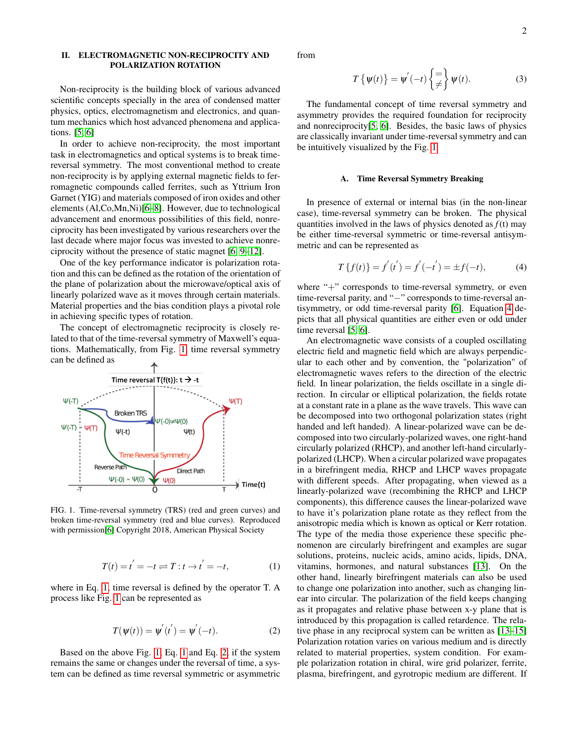## II. ELECTROMAGNETIC NON-RECIPROCITY AND POLARIZATION ROTATION

Non-reciprocity is the building block of various advanced scientific concepts specially in the area of condensed matter physics, optics, electromagnetism and electronics, and quantum mechanics which host advanced phenomena and applications. [5, 6]

In order to achieve non-reciprocity, the most important task in electromagnetics and optical systems is to break time-reversal symmetry. The most conventional method to create non-reciprocity is by applying external magnetic fields to ferromagnetic compounds called ferrites, such as Yttrium Iron Garnet (YIG) and materials composed of iron oxides and other elements (Al,Co,Mn,Ni)[6–8]. However, due to technological advancement and enormous possibilities of this field, nonreciprocity has been investigated by various researchers over the last decade where major focus was invested to achieve nonreciprocity without the presence of static magnet [6, 9–12].

One of the key performance indicator is polarization rotation and this can be defined as the rotation of the orientation of the plane of polarization about the microwave/optical axis of linearly polarized wave as it moves through certain materials. Material properties and the bias condition plays a pivotal role in achieving specific types of rotation.

The concept of electromagnetic reciprocity is closely related to that of the time-reversal symmetry of Maxwell's equations. Mathematically, from Fig. 1, time reversal symmetry can be defined as

FIG. 1. Time-reversal symmetry (TRS) (red and green curves) and broken time-reversal symmetry (red and blue curves). Reproduced with permission[6] Copyright 2018, American Physical Society

$$T(t) = t' = -t \rightleftharpoons T : t \to t' = -t, \tag{1}$$

where in Eq. 1, time reversal is defined by the operator T. A process like Fig. 1 can be represented as

$$T(\psi(t)) = \psi'(t') = \psi'(-t). \tag{2}$$

Based on the above Fig. 1, Eq. 1 and Eq. 2, if the system remains the same or changes under the reversal of time, a system can be defined as time reversal symmetric or asymmetric from

$$T\{\psi(t)\} = \psi'(-t) \begin{Bmatrix} = \\ \neq \end{Bmatrix} \psi(t). \tag{3}$$

The fundamental concept of time reversal symmetry and asymmetry provides the required foundation for reciprocity and nonreciprocity[5, 6]. Besides, the basic laws of physics are classically invariant under time-reversal symmetry and can be intuitively visualized by the Fig. 1.

### A. Time Reversal Symmetry Breaking

In presence of external or internal bias (in the non-linear case), time-reversal symmetry can be broken. The physical quantities involved in the laws of physics denoted as $f(t)$ may be either time-reversal symmetric or time-reversal antisymmetric and can be represented as

$$T\{f(t)\} = f'(t') = f'(-t') = \pm f(-t), \tag{4}$$

where "+" corresponds to time-reversal symmetry, or even time-reversal parity, and "−" corresponds to time-reversal antisymmetry, or odd time-reversal parity [6]. Equation 4 depicts that all physical quantities are either even or odd under time reversal [5, 6].

An electromagnetic wave consists of a coupled oscillating electric field and magnetic field which are always perpendicular to each other and by convention, the "polarization" of electromagnetic waves refers to the direction of the electric field. In linear polarization, the fields oscillate in a single direction. In circular or elliptical polarization, the fields rotate at a constant rate in a plane as the wave travels. This wave can be decomposed into two orthogonal polarization states (right handed and left handed). A linear-polarized wave can be decomposed into two circularly-polarized waves, one right-hand circularly polarized (RHCP), and another left-hand circularly-polarized (LHCP). When a circular polarized wave propagates in a birefringent media, RHCP and LHCP waves propagate with different speeds. After propagating, when viewed as a linearly-polarized wave (recombining the RHCP and LHCP components), this difference causes the linear-polarized wave to have it's polarization plane rotate as they reflect from the anisotropic media which is known as optical or Kerr rotation. The type of the media those experience these specific phenomenon are circularly birefringent and examples are sugar solutions, proteins, nucleic acids, amino acids, lipids, DNA, vitamins, hormones, and natural substances [13]. On the other hand, linearly birefringent materials can also be used to change one polarization into another, such as changing linear into circular. The polarization of the field keeps changing as it propagates and relative phase between x-y plane that is introduced by this propagation is called retardence. The relative phase in any reciprocal system can be written as [13–15] Polarization rotation varies on various medium and is directly related to material properties, system condition. For example polarization rotation in chiral, wire grid polarizer, ferrite, plasma, birefringent, and gyrotropic medium are different. If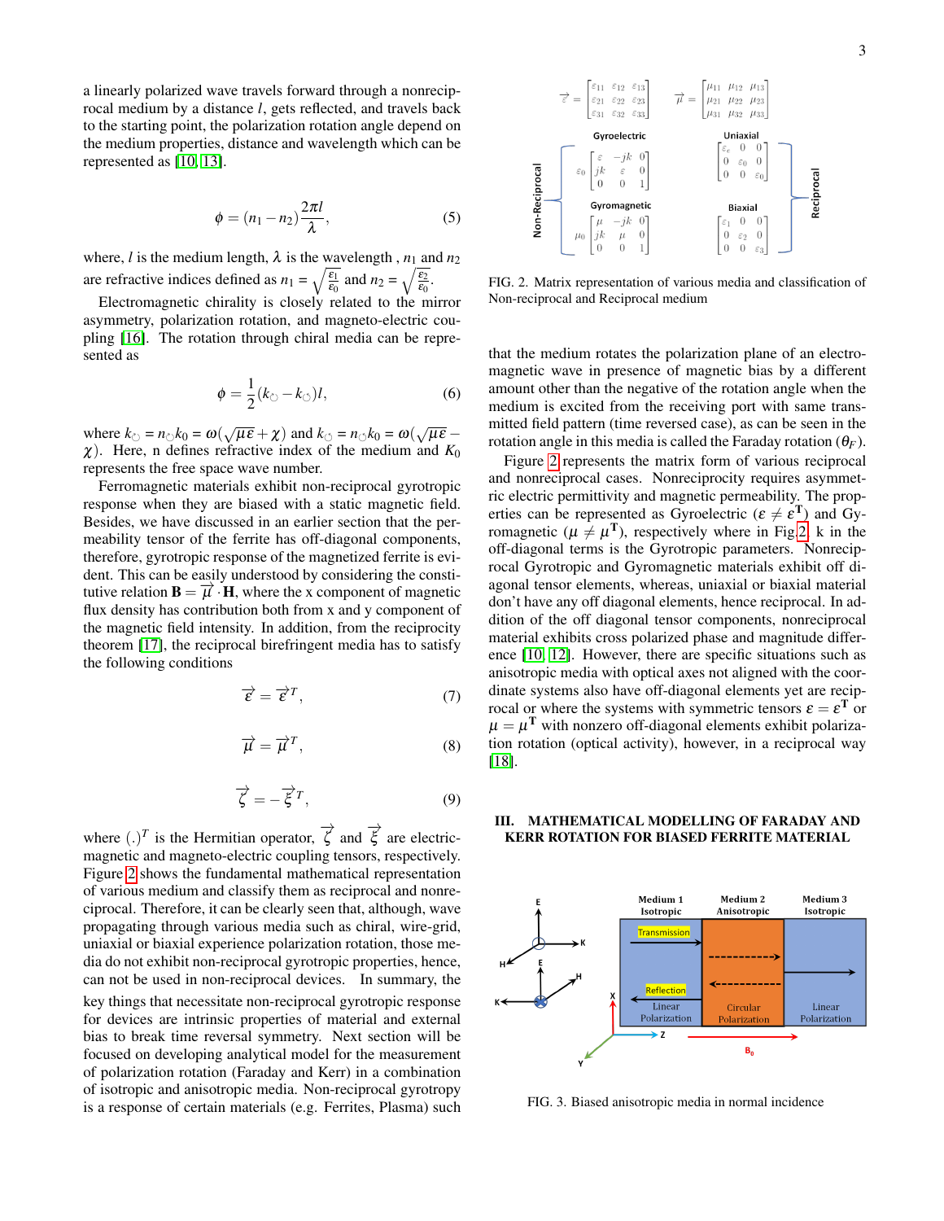a linearly polarized wave travels forward through a nonreciprocal medium by a distance $l$, gets reflected, and travels back to the starting point, the polarization rotation angle depend on the medium properties, distance and wavelength which can be represented as [10, 13].

$$\phi = (n_1 - n_2)\frac{2\pi l}{\lambda}, \tag{5}$$

where, $l$ is the medium length, $\lambda$ is the wavelength , $n_1$ and $n_2$ are refractive indices defined as $n_1 = \sqrt{\frac{\varepsilon_1}{\varepsilon_0}}$ and $n_2 = \sqrt{\frac{\varepsilon_2}{\varepsilon_0}}$.

Electromagnetic chirality is closely related to the mirror asymmetry, polarization rotation, and magneto-electric coupling [16]. The rotation through chiral media can be represented as

$$\phi = \frac{1}{2}(k_{\circlearrowleft} - k_{\circlearrowright})l, \tag{6}$$

where $k_{\circlearrowleft} = n_{\circlearrowleft}k_0 = \omega(\sqrt{\mu\varepsilon} + \chi)$ and $k_{\circlearrowright} = n_{\circlearrowright}k_0 = \omega(\sqrt{\mu\varepsilon} - \chi)$. Here, n defines refractive index of the medium and $K_0$ represents the free space wave number.

Ferromagnetic materials exhibit non-reciprocal gyrotropic response when they are biased with a static magnetic field. Besides, we have discussed in an earlier section that the permeability tensor of the ferrite has off-diagonal components, therefore, gyrotropic response of the magnetized ferrite is evident. This can be easily understood by considering the constitutive relation $\mathbf{B} = \overrightarrow{\mu} \cdot \mathbf{H}$, where the x component of magnetic flux density has contribution both from x and y component of the magnetic field intensity. In addition, from the reciprocity theorem [17], the reciprocal birefringent media has to satisfy the following conditions

$$\overrightarrow{\varepsilon} = \overrightarrow{\varepsilon}^T, \tag{7}$$

$$\overrightarrow{\mu} = \overrightarrow{\mu}^T, \tag{8}$$

$$\overrightarrow{\zeta} = -\overrightarrow{\xi}^T, \tag{9}$$

where $(.)^T$ is the Hermitian operator, $\overrightarrow{\zeta}$ and $\overrightarrow{\xi}$ are electric-magnetic and magneto-electric coupling tensors, respectively. Figure 2 shows the fundamental mathematical representation of various medium and classify them as reciprocal and nonreciprocal. Therefore, it can be clearly seen that, although, wave propagating through various media such as chiral, wire-grid, uniaxial or biaxial experience polarization rotation, those media do not exhibit non-reciprocal gyrotropic properties, hence, can not be used in non-reciprocal devices. In summary, the key things that necessitate non-reciprocal gyrotropic response for devices are intrinsic properties of material and external bias to break time reversal symmetry. Next section will be focused on developing analytical model for the measurement of polarization rotation (Faraday and Kerr) in a combination of isotropic and anisotropic media. Non-reciprocal gyrotropy is a response of certain materials (e.g. Ferrites, Plasma) such that the medium rotates the polarization plane of an electromagnetic wave in presence of magnetic bias by a different amount other than the negative of the rotation angle when the medium is excited from the receiving port with same transmitted field pattern (time reversed case), as can be seen in the rotation angle in this media is called the Faraday rotation ($\theta_F$).

FIG. 2. Matrix representation of various media and classification of Non-reciprocal and Reciprocal medium

Figure 2 represents the matrix form of various reciprocal and nonreciprocal cases. Nonreciprocity requires asymmetric electric permittivity and magnetic permeability. The properties can be represented as Gyroelectric ($\varepsilon \neq \varepsilon^{\mathbf{T}}$) and Gyromagnetic ($\mu \neq \mu^{\mathbf{T}}$), respectively where in Fig.2, k in the off-diagonal terms is the Gyrotropic parameters. Nonreciprocal Gyrotropic and Gyromagnetic materials exhibit off diagonal tensor elements, whereas, uniaxial or biaxial material don't have any off diagonal elements, hence reciprocal. In addition of the off diagonal tensor components, nonreciprocal material exhibits cross polarized phase and magnitude difference [10, 12]. However, there are specific situations such as anisotropic media with optical axes not aligned with the coordinate systems also have off-diagonal elements yet are reciprocal or where the systems with symmetric tensors $\varepsilon = \varepsilon^{\mathbf{T}}$ or $\mu = \mu^{\mathbf{T}}$ with nonzero off-diagonal elements exhibit polarization rotation (optical activity), however, in a reciprocal way [18].

## III. MATHEMATICAL MODELLING OF FARADAY AND KERR ROTATION FOR BIASED FERRITE MATERIAL

FIG. 3. Biased anisotropic media in normal incidence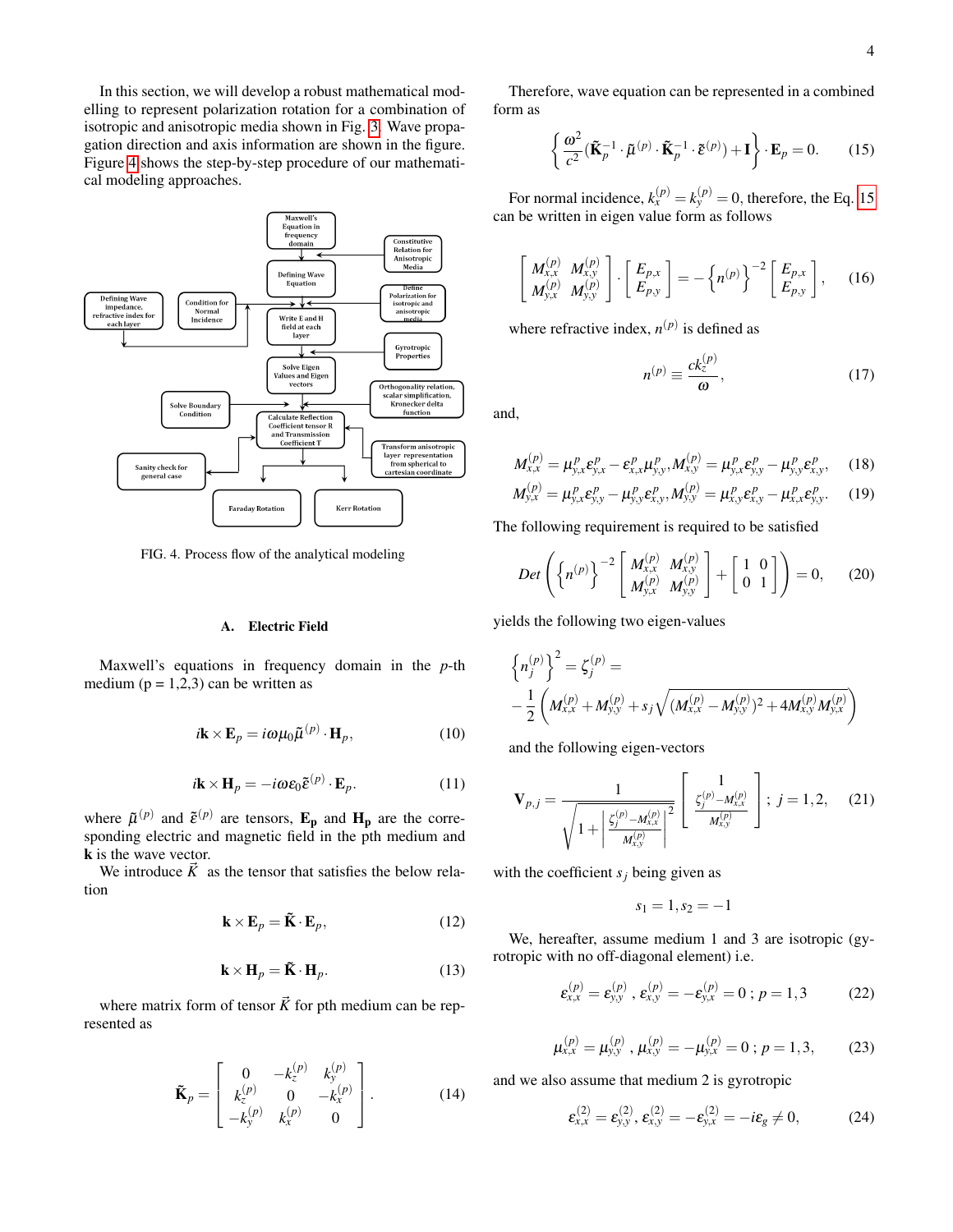In this section, we will develop a robust mathematical modelling to represent polarization rotation for a combination of isotropic and anisotropic media shown in Fig. 3. Wave propagation direction and axis information are shown in the figure. Figure 4 shows the step-by-step procedure of our mathematical modeling approaches.

FIG. 4. Process flow of the analytical modeling

### A. Electric Field

Maxwell's equations in frequency domain in the $p$-th medium (p = 1,2,3) can be written as

$$i\mathbf{k} \times \mathbf{E}_p = i\omega\mu_0 \tilde{\mu}^{(p)} \cdot \mathbf{H}_p, \tag{10}$$

$$i\mathbf{k} \times \mathbf{H}_p = -i\omega\varepsilon_0 \tilde{\varepsilon}^{(p)} \cdot \mathbf{E}_p. \tag{11}$$

where $\tilde{\mu}^{(p)}$ and $\tilde{\varepsilon}^{(p)}$ are tensors, $\mathbf{E_p}$ and $\mathbf{H_p}$ are the corresponding electric and magnetic field in the pth medium and $\mathbf{k}$ is the wave vector.

We introduce $\vec{K}$ as the tensor that satisfies the below relation

$$\mathbf{k} \times \mathbf{E}_p = \tilde{\mathbf{K}} \cdot \mathbf{E}_p, \tag{12}$$

$$\mathbf{k} \times \mathbf{H}_p = \tilde{\mathbf{K}} \cdot \mathbf{H}_p. \tag{13}$$

where matrix form of tensor $\vec{K}$ for pth medium can be represented as

$$\tilde{\mathbf{K}}_p = \begin{bmatrix} 0 & -k_z^{(p)} & k_y^{(p)} \\ k_z^{(p)} & 0 & -k_x^{(p)} \\ -k_y^{(p)} & k_x^{(p)} & 0 \end{bmatrix}. \tag{14}$$

Therefore, wave equation can be represented in a combined form as

$$\left\{ \frac{\omega^2}{c^2} (\tilde{\mathbf{K}}_p^{-1} \cdot \tilde{\mu}^{(p)} \cdot \tilde{\mathbf{K}}_p^{-1} \cdot \tilde{\varepsilon}^{(p)}) + \mathbf{I} \right\} \cdot \mathbf{E}_p = 0. \tag{15}$$

For normal incidence, $k_x^{(p)} = k_y^{(p)} = 0$, therefore, the Eq. 15 can be written in eigen value form as follows

$$\begin{bmatrix} M_{x,x}^{(p)} & M_{x,y}^{(p)} \\ M_{y,x}^{(p)} & M_{y,y}^{(p)} \end{bmatrix} \cdot \begin{bmatrix} E_{p,x} \\ E_{p,y} \end{bmatrix} = -\left\{ n^{(p)} \right\}^{-2} \begin{bmatrix} E_{p,x} \\ E_{p,y} \end{bmatrix}, \tag{16}$$

where refractive index, $n^{(p)}$ is defined as

$$n^{(p)} \equiv \frac{ck_z^{(p)}}{\omega}, \tag{17}$$

and,

$$M_{x,x}^{(p)} = \mu_{y,x}^p \varepsilon_{y,x}^p - \varepsilon_{x,x}^p \mu_{y,y}^p, M_{x,y}^{(p)} = \mu_{y,x}^p \varepsilon_{y,y}^p - \mu_{y,y}^p \varepsilon_{x,y}^p, \tag{18}$$

$$M_{y,x}^{(p)} = \mu_{x,x}^p \varepsilon_{y,y}^p - \mu_{y,y}^p \varepsilon_{y,x}^p, M_{y,y}^{(p)} = \mu_{x,y}^p \varepsilon_{x,y}^p - \mu_{x,x}^p \varepsilon_{y,y}^p. \tag{19}$$

The following requirement is required to be satisfied

$$Det \left( \left\{ n^{(p)} \right\}^{-2} \begin{bmatrix} M_{x,x}^{(p)} & M_{x,y}^{(p)} \\ M_{y,x}^{(p)} & M_{y,y}^{(p)} \end{bmatrix} + \begin{bmatrix} 1 & 0 \\ 0 & 1 \end{bmatrix} \right) = 0, \tag{20}$$

yields the following two eigen-values

$$\left\{ n_j^{(p)} \right\}^2 = \zeta_j^{(p)} = -\frac{1}{2} \left( M_{x,x}^{(p)} + M_{y,y}^{(p)} + s_j \sqrt{(M_{x,x}^{(p)} - M_{y,y}^{(p)})^2 + 4 M_{x,y}^{(p)} M_{y,x}^{(p)}} \right)$$

and the following eigen-vectors

$$\mathbf{V}_{p,j} = \frac{1}{\sqrt{1 + \left| \frac{\zeta_j^{(p)} - M_{x,x}^{(p)}}{M_{x,y}^{(p)}} \right|^2}} \begin{bmatrix} 1 \\ \frac{\zeta_j^{(p)} - M_{x,x}^{(p)}}{M_{x,y}^{(p)}} \end{bmatrix}; \; j = 1, 2, \tag{21}$$

with the coefficient $s_j$ being given as

$$s_1 = 1, s_2 = -1$$

We, hereafter, assume medium 1 and 3 are isotropic (gyrotropic with no off-diagonal element) i.e.

$$\varepsilon_{x,x}^{(p)} = \varepsilon_{y,y}^{(p)}, \varepsilon_{x,y}^{(p)} = -\varepsilon_{y,x}^{(p)} = 0 \,; p = 1, 3 \tag{22}$$

$$\mu_{x,x}^{(p)} = \mu_{y,y}^{(p)}, \mu_{x,y}^{(p)} = -\mu_{y,x}^{(p)} = 0 \,; p = 1, 3, \tag{23}$$

and we also assume that medium 2 is gyrotropic

$$\varepsilon_{x,x}^{(2)} = \varepsilon_{y,y}^{(2)}, \varepsilon_{x,y}^{(2)} = -\varepsilon_{y,x}^{(2)} = -i\varepsilon_g \neq 0, \tag{24}$$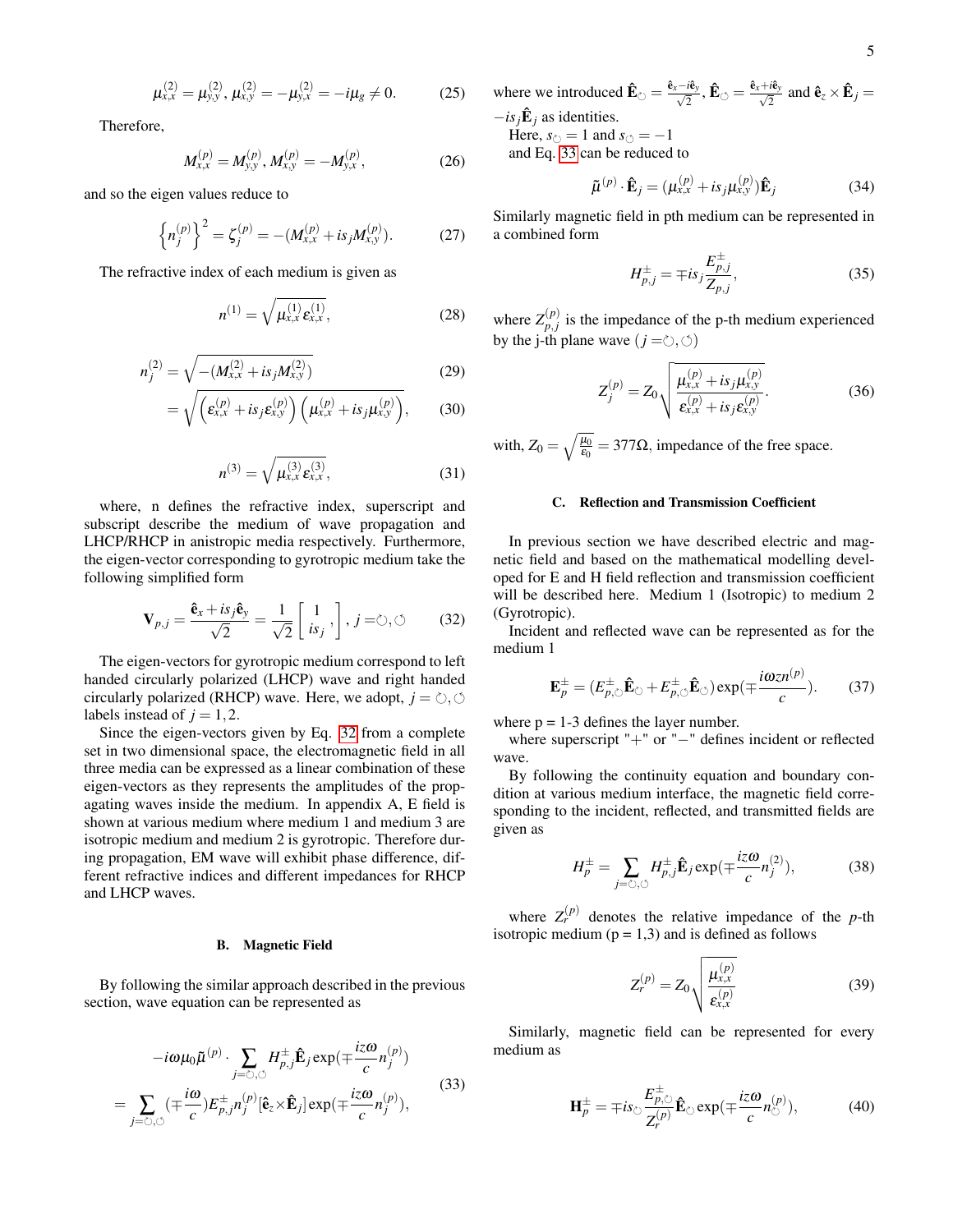$$\mu_{x,x}^{(2)} = \mu_{y,y}^{(2)}, \mu_{x,y}^{(2)} = -\mu_{y,x}^{(2)} = -i\mu_g \neq 0. \tag{25}$$

Therefore,

$$M_{x,x}^{(p)} = M_{y,y}^{(p)}, M_{x,y}^{(p)} = -M_{y,x}^{(p)}, \tag{26}$$

and so the eigen values reduce to

$$\left\{n_j^{(p)}\right\}^2 = \zeta_j^{(p)} = -(M_{x,x}^{(p)} + is_j M_{x,y}^{(p)}). \tag{27}$$

The refractive index of each medium is given as

$$n^{(1)} = \sqrt{\mu_{x,x}^{(1)}\varepsilon_{x,x}^{(1)}}, \tag{28}$$

$$n_j^{(2)} = \sqrt{-(M_{x,x}^{(2)} + is_j M_{x,y}^{(2)})} \tag{29}$$

$$= \sqrt{\left(\varepsilon_{x,x}^{(p)} + is_j\varepsilon_{x,y}^{(p)}\right)\left(\mu_{x,x}^{(p)} + is_j\mu_{x,y}^{(p)}\right)}, \tag{30}$$

$$n^{(3)} = \sqrt{\mu_{x,x}^{(3)}\varepsilon_{x,x}^{(3)}}, \tag{31}$$

where, n defines the refractive index, superscript and subscript describe the medium of wave propagation and LHCP/RHCP in anistropic media respectively. Furthermore, the eigen-vector corresponding to gyrotropic medium take the following simplified form

$$\mathbf{V}_{p,j} = \frac{\hat{\mathbf{e}}_x + is_j\hat{\mathbf{e}}_y}{\sqrt{2}} = \frac{1}{\sqrt{2}}\begin{bmatrix} 1 \\ is_j \end{bmatrix}, j = ⟲, ⟳ \tag{32}$$

The eigen-vectors for gyrotropic medium correspond to left handed circularly polarized (LHCP) wave and right handed circularly polarized (RHCP) wave. Here, we adopt, $j = ⟲, ⟳$ labels instead of $j = 1, 2$.

Since the eigen-vectors given by Eq. 32 from a complete set in two dimensional space, the electromagnetic field in all three media can be expressed as a linear combination of these eigen-vectors as they represents the amplitudes of the propagating waves inside the medium. In appendix A, E field is shown at various medium where medium 1 and medium 3 are isotropic medium and medium 2 is gyrotropic. Therefore during propagation, EM wave will exhibit phase difference, different refractive indices and different impedances for RHCP and LHCP waves.

### B. Magnetic Field

By following the similar approach described in the previous section, wave equation can be represented as

$$\begin{aligned} &-i\omega\mu_0\tilde{\mu}^{(p)} \cdot \sum_{j=⟲,⟳} H_{p,j}^{\pm}\hat{\mathbf{E}}_j \exp(\mp\frac{iz\omega}{c}n_j^{(p)}) \\ &= \sum_{j=⟲,⟳}(\mp\frac{i\omega}{c})E_{p,j}^{\pm}n_j^{(p)}[\hat{\mathbf{e}}_z \times \hat{\mathbf{E}}_j]\exp(\mp\frac{iz\omega}{c}n_j^{(p)}), \end{aligned} \tag{33}$$

where we introduced $\hat{\mathbf{E}}_{⟲} = \frac{\hat{\mathbf{e}}_x - i\hat{\mathbf{e}}_y}{\sqrt{2}}$, $\hat{\mathbf{E}}_{⟳} = \frac{\hat{\mathbf{e}}_x + i\hat{\mathbf{e}}_y}{\sqrt{2}}$ and $\hat{\mathbf{e}}_z \times \hat{\mathbf{E}}_j = -is_j\hat{\mathbf{E}}_j$ as identities.

Here, $s_{⟲} = 1$ and $s_{⟳} = -1$

and Eq. 33 can be reduced to

$$\tilde{\mu}^{(p)} \cdot \hat{\mathbf{E}}_j = (\mu_{x,x}^{(p)} + is_j\mu_{x,y}^{(p)})\hat{\mathbf{E}}_j \tag{34}$$

Similarly magnetic field in pth medium can be represented in a combined form

$$H_{p,j}^{\pm} = \mp is_j\frac{E_{p,j}^{\pm}}{Z_{p,j}}, \tag{35}$$

where $Z_{p,j}^{(p)}$ is the impedance of the p-th medium experienced by the j-th plane wave ($j = ⟲, ⟳$)

$$Z_j^{(p)} = Z_0\sqrt{\frac{\mu_{x,x}^{(p)} + is_j\mu_{x,y}^{(p)}}{\varepsilon_{x,x}^{(p)} + is_j\varepsilon_{x,y}^{(p)}}}. \tag{36}$$

with, $Z_0 = \sqrt{\frac{\mu_0}{\varepsilon_0}} = 377\Omega$, impedance of the free space.

### C. Reflection and Transmission Coefficient

In previous section we have described electric and magnetic field and based on the mathematical modelling developed for E and H field reflection and transmission coefficient will be described here. Medium 1 (Isotropic) to medium 2 (Gyrotropic).

Incident and reflected wave can be represented as for the medium 1

$$\mathbf{E}_p^{\pm} = (E_{p,⟲}^{\pm}\hat{\mathbf{E}}_{⟲} + E_{p,⟳}^{\pm}\hat{\mathbf{E}}_{⟳})\exp(\mp\frac{i\omega z n^{(p)}}{c}). \tag{37}$$

where p = 1-3 defines the layer number.

where superscript "+" or "−" defines incident or reflected wave.

By following the continuity equation and boundary condition at various medium interface, the magnetic field corresponding to the incident, reflected, and transmitted fields are given as

$$H_p^{\pm} = \sum_{j=⟲,⟳} H_{p,j}^{\pm}\hat{\mathbf{E}}_j \exp(\mp\frac{iz\omega}{c}n_j^{(2)}), \tag{38}$$

where $Z_r^{(p)}$ denotes the relative impedance of the *p*-th isotropic medium (p = 1,3) and is defined as follows

$$Z_r^{(p)} = Z_0\sqrt{\frac{\mu_{x,x}^{(p)}}{\varepsilon_{x,x}^{(p)}}} \tag{39}$$

Similarly, magnetic field can be represented for every medium as

$$\mathbf{H}_p^{\pm} = \mp is_{⟲}\frac{E_{p,⟲}^{\pm}}{Z_r^{(p)}}\hat{\mathbf{E}}_{⟲}\exp(\mp\frac{iz\omega}{c}n_{⟲}^{(p)}), \tag{40}$$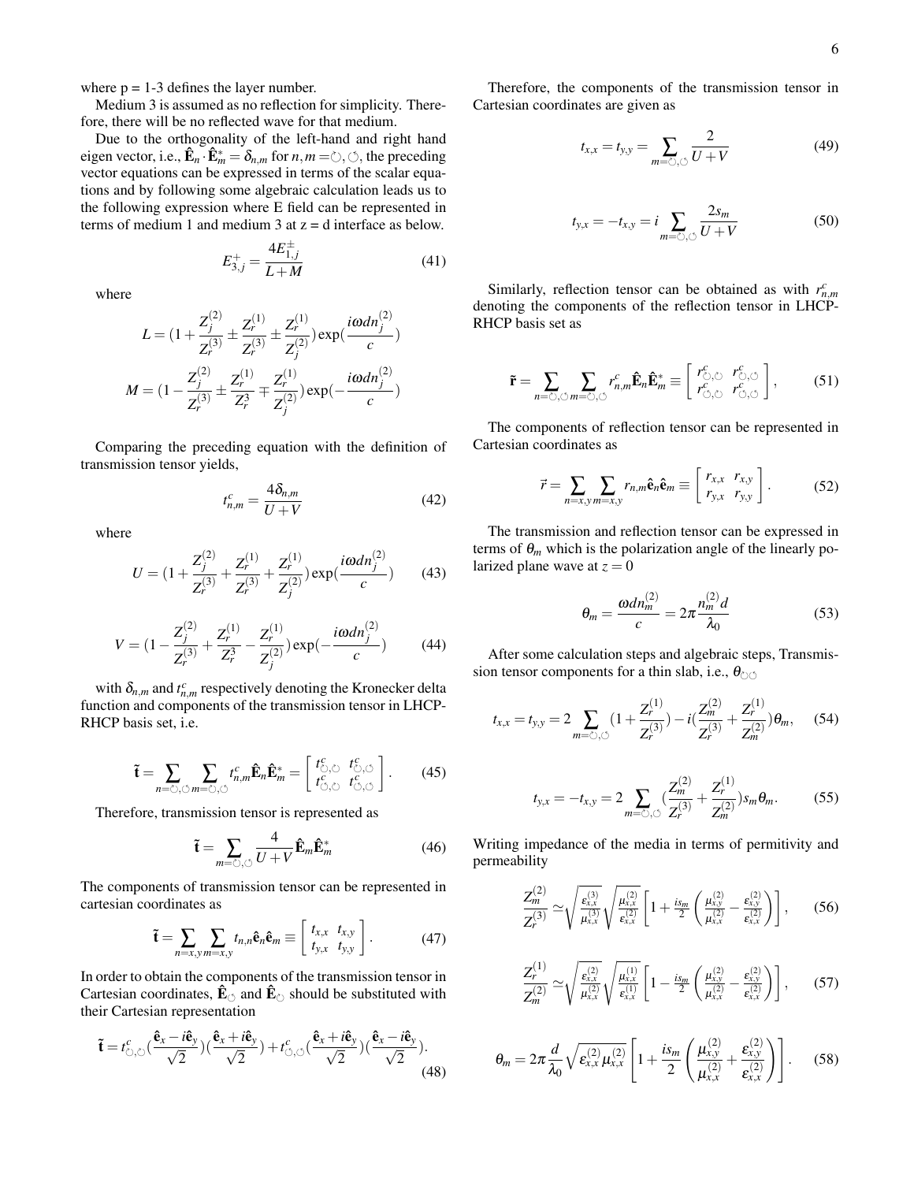where p = 1-3 defines the layer number.

Medium 3 is assumed as no reflection for simplicity. Therefore, there will be no reflected wave for that medium.

Due to the orthogonality of the left-hand and right hand eigen vector, i.e., $\hat{\mathbf{E}}_n \cdot \hat{\mathbf{E}}^*_m = \delta_{n,m}$ for $n,m = ↻, ↺$, the preceding vector equations can be expressed in terms of the scalar equations and by following some algebraic calculation leads us to the following expression where E field can be represented in terms of medium 1 and medium 3 at z = d interface as below.

$$E^+_{3,j} = \frac{4E^\pm_{1,j}}{L+M} \tag{41}$$

where

$$L = (1 + \frac{Z^{(2)}_j}{Z^{(3)}_r} \pm \frac{Z^{(1)}_r}{Z^{(3)}_r} \pm \frac{Z^{(1)}_r}{Z^{(2)}_j})\exp(\frac{i\omega d n^{(2)}_j}{c})$$

$$M = (1 - \frac{Z^{(2)}_j}{Z^{(3)}_r} \pm \frac{Z^{(1)}_r}{Z^{3}_r} \mp \frac{Z^{(1)}_r}{Z^{(2)}_j})\exp(-\frac{i\omega d n^{(2)}_j}{c})$$

Comparing the preceding equation with the definition of transmission tensor yields,

$$t^c_{n,m} = \frac{4\delta_{n,m}}{U+V} \tag{42}$$

where

$$U = (1 + \frac{Z^{(2)}_j}{Z^{(3)}_r} + \frac{Z^{(1)}_r}{Z^{(3)}_r} + \frac{Z^{(1)}_r}{Z^{(2)}_j})\exp(\frac{i\omega d n^{(2)}_j}{c}) \tag{43}$$

$$V = (1 - \frac{Z^{(2)}_j}{Z^{(3)}_r} + \frac{Z^{(1)}_r}{Z^{3}_r} - \frac{Z^{(1)}_r}{Z^{(2)}_j})\exp(-\frac{i\omega d n^{(2)}_j}{c}) \tag{44}$$

with $\delta_{n,m}$ and $t^c_{n,m}$ respectively denoting the Kronecker delta function and components of the transmission tensor in LHCP-RHCP basis set, i.e.

$$\tilde{\mathbf{t}} = \sum_{n=↻,↺}\sum_{m=↻,↺} t^c_{n,m}\hat{\mathbf{E}}_n\hat{\mathbf{E}}^*_m = \begin{bmatrix} t^c_{↻,↻} & t^c_{↻,↺} \\ t^c_{↺,↻} & t^c_{↺,↺} \end{bmatrix}. \tag{45}$$

Therefore, transmission tensor is represented as

$$\tilde{\mathbf{t}} = \sum_{m=↻,↺} \frac{4}{U+V}\hat{\mathbf{E}}_m\hat{\mathbf{E}}^*_m \tag{46}$$

The components of transmission tensor can be represented in cartesian coordinates as

$$\tilde{\mathbf{t}} = \sum_{n=x,y}\sum_{m=x,y} t_{n,n}\hat{\mathbf{e}}_n\hat{\mathbf{e}}_m \equiv \begin{bmatrix} t_{x,x} & t_{x,y} \\ t_{y,x} & t_{y,y} \end{bmatrix}. \tag{47}$$

In order to obtain the components of the transmission tensor in Cartesian coordinates, $\hat{\mathbf{E}}_{↺}$ and $\hat{\mathbf{E}}_{↻}$ should be substituted with their Cartesian representation

$$\tilde{\mathbf{t}} = t^c_{↻,↻}(\frac{\hat{\mathbf{e}}_x - i\hat{\mathbf{e}}_y}{\sqrt{2}})(\frac{\hat{\mathbf{e}}_x + i\hat{\mathbf{e}}_y}{\sqrt{2}}) + t^c_{↺,↺}(\frac{\hat{\mathbf{e}}_x + i\hat{\mathbf{e}}_y}{\sqrt{2}})(\frac{\hat{\mathbf{e}}_x - i\hat{\mathbf{e}}_y}{\sqrt{2}}). \tag{48}$$

Therefore, the components of the transmission tensor in Cartesian coordinates are given as

$$t_{x,x} = t_{y,y} = \sum_{m=↻,↺} \frac{2}{U+V} \tag{49}$$

$$t_{y,x} = -t_{x,y} = i\sum_{m=↻,↺} \frac{2s_m}{U+V} \tag{50}$$

Similarly, reflection tensor can be obtained as with $r^c_{n,m}$ denoting the components of the reflection tensor in LHCP-RHCP basis set as

$$\tilde{\mathbf{r}} = \sum_{n=↻,↺}\sum_{m=↻,↺} r^c_{n,m}\hat{\mathbf{E}}_n\hat{\mathbf{E}}^*_m \equiv \begin{bmatrix} r^c_{↻,↻} & r^c_{↻,↺} \\ r^c_{↺,↻} & r^c_{↺,↺} \end{bmatrix}, \tag{51}$$

The components of reflection tensor can be represented in Cartesian coordinates as

$$\vec{r} = \sum_{n=x,y}\sum_{m=x,y} r_{n,m}\hat{\mathbf{e}}_n\hat{\mathbf{e}}_m \equiv \begin{bmatrix} r_{x,x} & r_{x,y} \\ r_{y,x} & r_{y,y} \end{bmatrix}. \tag{52}$$

The transmission and reflection tensor can be expressed in terms of $\theta_m$ which is the polarization angle of the linearly polarized plane wave at $z = 0$

$$\theta_m = \frac{\omega d n^{(2)}_m}{c} = 2\pi\frac{n^{(2)}_m d}{\lambda_0} \tag{53}$$

After some calculation steps and algebraic steps, Transmission tensor components for a thin slab, i.e., $\theta_{↻↺}$

$$t_{x,x} = t_{y,y} = 2\sum_{m=↻,↺}(1 + \frac{Z^{(1)}_r}{Z^{(3)}_r}) - i(\frac{Z^{(2)}_m}{Z^{(3)}_r} + \frac{Z^{(1)}_r}{Z^{(2)}_m})\theta_m, \tag{54}$$

$$t_{y,x} = -t_{x,y} = 2\sum_{m=↻,↺}(\frac{Z^{(2)}_m}{Z^{(3)}_r} + \frac{Z^{(1)}_r}{Z^{(2)}_m})s_m\theta_m. \tag{55}$$

Writing impedance of the media in terms of permitivity and permeability

$$\frac{Z^{(2)}_m}{Z^{(3)}_r} \simeq \sqrt{\frac{\varepsilon^{(3)}_{x,x}}{\mu^{(3)}_{x,x}}}\sqrt{\frac{\mu^{(2)}_{x,x}}{\varepsilon^{(2)}_{x,x}}}\left[1 + \frac{is_m}{2}\left(\frac{\mu^{(2)}_{x,y}}{\mu^{(2)}_{x,x}} - \frac{\varepsilon^{(2)}_{x,y}}{\varepsilon^{(2)}_{x,x}}\right)\right], \tag{56}$$

$$\frac{Z^{(1)}_r}{Z^{(2)}_m} \simeq \sqrt{\frac{\varepsilon^{(2)}_{x,x}}{\mu^{(2)}_{x,x}}}\sqrt{\frac{\mu^{(1)}_{x,x}}{\varepsilon^{(1)}_{x,x}}}\left[1 - \frac{is_m}{2}\left(\frac{\mu^{(2)}_{x,y}}{\mu^{(2)}_{x,x}} - \frac{\varepsilon^{(2)}_{x,y}}{\varepsilon^{(2)}_{x,x}}\right)\right], \tag{57}$$

$$\theta_m = 2\pi\frac{d}{\lambda_0}\sqrt{\varepsilon^{(2)}_{x,x}\mu^{(2)}_{x,x}}\left[1 + \frac{is_m}{2}\left(\frac{\mu^{(2)}_{x,y}}{\mu^{(2)}_{x,x}} + \frac{\varepsilon^{(2)}_{x,y}}{\varepsilon^{(2)}_{x,x}}\right)\right]. \tag{58}$$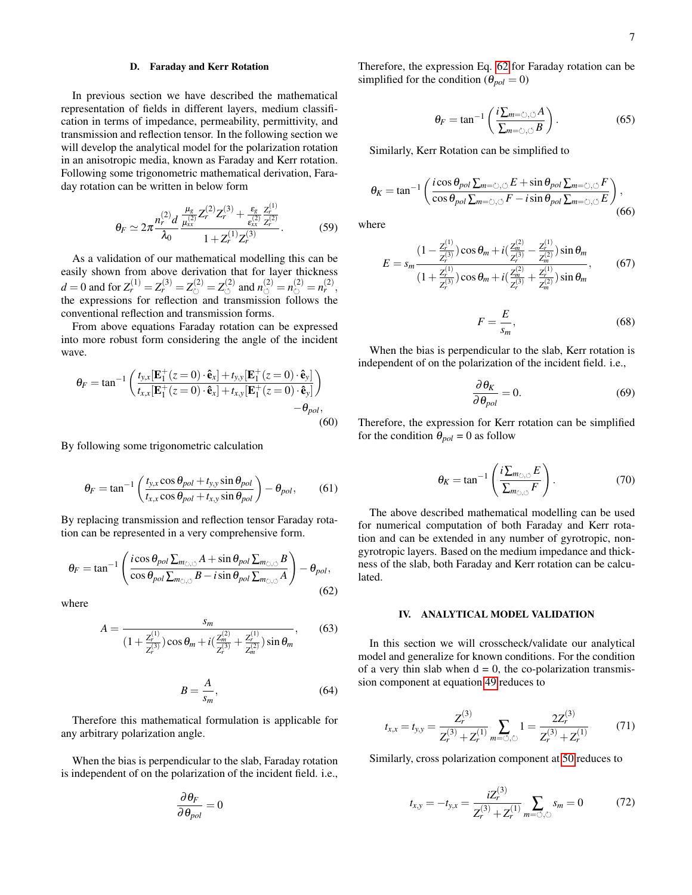### D. Faraday and Kerr Rotation

In previous section we have described the mathematical representation of fields in different layers, medium classification in terms of impedance, permeability, permittivity, and transmission and reflection tensor. In the following section we will develop the analytical model for the polarization rotation in an anisotropic media, known as Faraday and Kerr rotation. Following some trigonometric mathematical derivation, Faraday rotation can be written in below form

$$\theta_F \simeq 2\pi \frac{n_r^{(2)} d}{\lambda_0} \frac{\frac{\mu_g}{\mu_{xx}^{(2)}} Z_r^{(2)} Z_r^{(3)} + \frac{\varepsilon_g}{\varepsilon_{xx}^{(2)}} \frac{Z_r^{(1)}}{Z_r^{(2)}}}{1 + Z_r^{(1)} Z_r^{(3)}}. \tag{59}$$

As a validation of our mathematical modelling this can be easily shown from above derivation that for layer thickness $d = 0$ and for $Z_r^{(1)} = Z_r^{(3)} = Z_{\circlearrowright}^{(2)} = Z_{\circlearrowleft}^{(2)}$ and $n_{\circlearrowright}^{(2)} = n_{\circlearrowleft}^{(2)} = n_r^{(2)}$, the expressions for reflection and transmission follows the conventional reflection and transmission forms.

From above equations Faraday rotation can be expressed into more robust form considering the angle of the incident wave.

$$\theta_F = \tan^{-1}\left(\frac{t_{y,x}[\mathbf{E}_1^+(z=0)\cdot\hat{\mathbf{e}}_x] + t_{y,y}[\mathbf{E}_1^+(z=0)\cdot\hat{\mathbf{e}}_y]}{t_{x,x}[\mathbf{E}_1^+(z=0)\cdot\hat{\mathbf{e}}_x] + t_{x,y}[\mathbf{E}_1^+(z=0)\cdot\hat{\mathbf{e}}_y]}\right) - \theta_{pol}, \tag{60}$$

By following some trigonometric calculation

$$\theta_F = \tan^{-1}\left(\frac{t_{y,x}\cos\theta_{pol} + t_{y,y}\sin\theta_{pol}}{t_{x,x}\cos\theta_{pol} + t_{x,y}\sin\theta_{pol}}\right) - \theta_{pol}, \tag{61}$$

By replacing transmission and reflection tensor Faraday rotation can be represented in a very comprehensive form.

$$\theta_F = \tan^{-1}\left(\frac{i\cos\theta_{pol}\sum_{m_{\circlearrowright,\circlearrowleft}} A + \sin\theta_{pol}\sum_{m_{\circlearrowright,\circlearrowleft}} B}{\cos\theta_{pol}\sum_{m_{\circlearrowright,\circlearrowleft}} B - i\sin\theta_{pol}\sum_{m_{\circlearrowright,\circlearrowleft}} A}\right) - \theta_{pol}, \tag{62}$$

where

$$A = \frac{s_m}{(1 + \frac{Z_r^{(1)}}{Z_r^{(3)}})\cos\theta_m + i(\frac{Z_m^{(2)}}{Z_r^{(3)}} + \frac{Z_r^{(1)}}{Z_m^{(2)}})\sin\theta_m}, \tag{63}$$

$$B = \frac{A}{s_m}, \tag{64}$$

Therefore this mathematical formulation is applicable for any arbitrary polarization angle.

When the bias is perpendicular to the slab, Faraday rotation is independent of on the polarization of the incident field. i.e.,

$$\frac{\partial\theta_F}{\partial\theta_{pol}} = 0$$

Therefore, the expression Eq. 62 for Faraday rotation can be simplified for the condition ($\theta_{pol} = 0$)

$$\theta_F = \tan^{-1}\left(\frac{i\sum_{m=\circlearrowright,\circlearrowleft} A}{\sum_{m=\circlearrowright,\circlearrowleft} B}\right). \tag{65}$$

Similarly, Kerr Rotation can be simplified to

$$\theta_K = \tan^{-1}\left(\frac{i\cos\theta_{pol}\sum_{m=\circlearrowright,\circlearrowleft} E + \sin\theta_{pol}\sum_{m=\circlearrowright,\circlearrowleft} F}{\cos\theta_{pol}\sum_{m=\circlearrowright,\circlearrowleft} F - i\sin\theta_{pol}\sum_{m=\circlearrowright,\circlearrowleft} E}\right), \tag{66}$$

where

$$E = s_m \frac{(1 - \frac{Z_r^{(1)}}{Z_r^{(3)}})\cos\theta_m + i(\frac{Z_m^{(2)}}{Z_r^{(3)}} - \frac{Z_r^{(1)}}{Z_m^{(2)}})\sin\theta_m}{(1 + \frac{Z_r^{(1)}}{Z_r^{(3)}})\cos\theta_m + i(\frac{Z_m^{(2)}}{Z_r^{(3)}} + \frac{Z_r^{(1)}}{Z_m^{(2)}})\sin\theta_m}, \tag{67}$$

$$F = \frac{E}{s_m}, \tag{68}$$

When the bias is perpendicular to the slab, Kerr rotation is independent of on the polarization of the incident field. i.e.,

$$\frac{\partial\theta_K}{\partial\theta_{pol}} = 0. \tag{69}$$

Therefore, the expression for Kerr rotation can be simplified for the condition $\theta_{pol} = 0$ as follow

$$\theta_K = \tan^{-1}\left(\frac{i\sum_{m_{\circlearrowright,\circlearrowleft}} E}{\sum_{m_{\circlearrowright,\circlearrowleft}} F}\right). \tag{70}$$

The above described mathematical modelling can be used for numerical computation of both Faraday and Kerr rotation and can be extended in any number of gyrotropic, non-gyrotropic layers. Based on the medium impedance and thickness of the slab, both Faraday and Kerr rotation can be calculated.

## IV. ANALYTICAL MODEL VALIDATION

In this section we will crosscheck/validate our analytical model and generalize for known conditions. For the condition of a very thin slab when d = 0, the co-polarization transmission component at equation 49 reduces to

$$t_{x,x} = t_{y,y} = \frac{Z_r^{(3)}}{Z_r^{(3)} + Z_r^{(1)}} \sum_{m=\circlearrowright,\circlearrowleft} 1 = \frac{2Z_r^{(3)}}{Z_r^{(3)} + Z_r^{(1)}} \tag{71}$$

Similarly, cross polarization component at 50 reduces to

$$t_{x,y} = -t_{y,x} = \frac{iZ_r^{(3)}}{Z_r^{(3)} + Z_r^{(1)}} \sum_{m=\circlearrowright,\circlearrowleft} s_m = 0 \tag{72}$$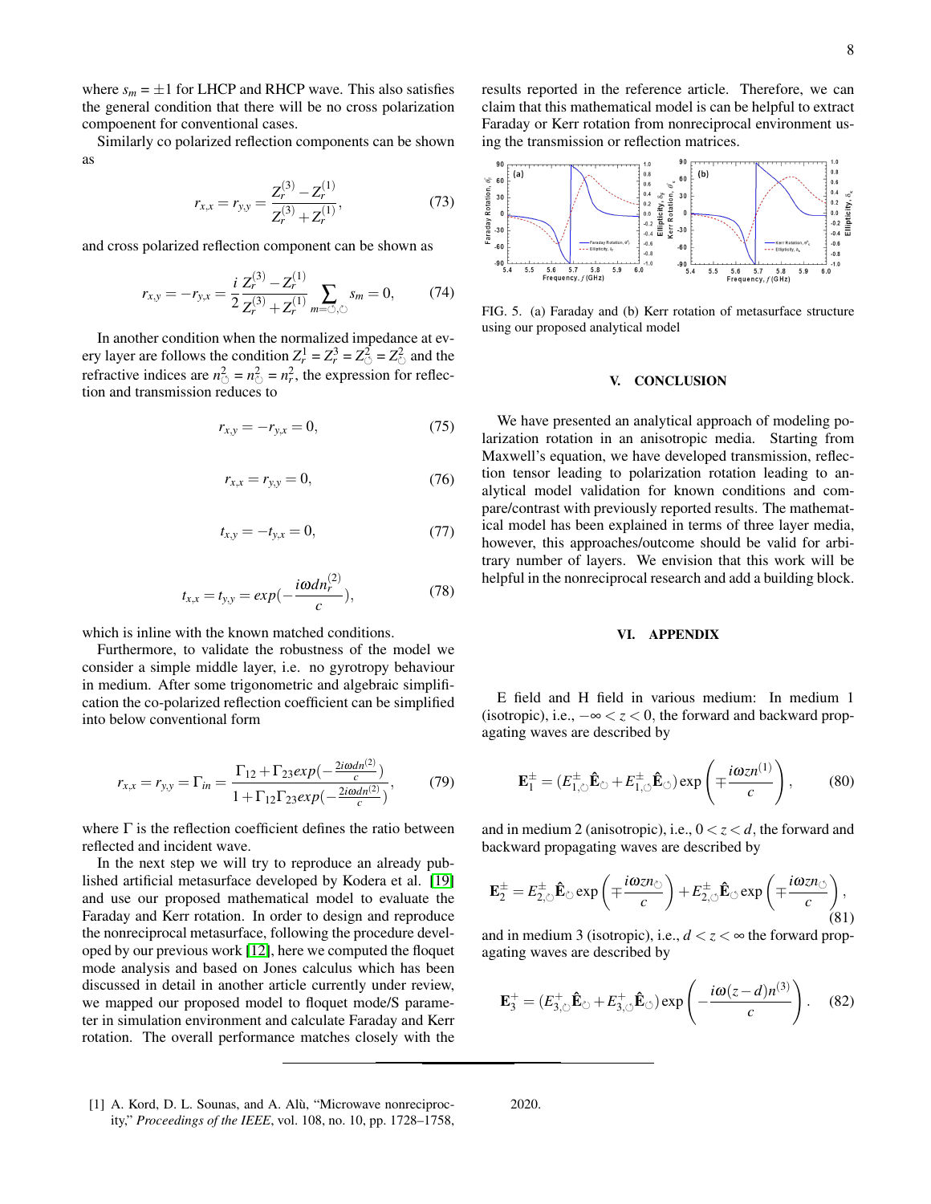where $s_m = \pm 1$ for LHCP and RHCP wave. This also satisfies the general condition that there will be no cross polarization compoenent for conventional cases.

Similarly co polarized reflection components can be shown as

$$r_{x,x} = r_{y,y} = \frac{Z_r^{(3)} - Z_r^{(1)}}{Z_r^{(3)} + Z_r^{(1)}}, \tag{73}$$

and cross polarized reflection component can be shown as

$$r_{x,y} = -r_{y,x} = \frac{i}{2}\frac{Z_r^{(3)} - Z_r^{(1)}}{Z_r^{(3)} + Z_r^{(1)}} \sum_{m=\circlearrowleft,\circlearrowright} s_m = 0, \tag{74}$$

In another condition when the normalized impedance at every layer are follows the condition $Z_r^1 = Z_r^3 = Z_{\circlearrowleft}^2 = Z_{\circlearrowright}^2$ and the refractive indices are $n_{\circlearrowleft}^2 = n_{\circlearrowright}^2 = n_r^2$, the expression for reflection and transmission reduces to

$$r_{x,y} = -r_{y,x} = 0, \tag{75}$$

$$r_{x,x} = r_{y,y} = 0, \tag{76}$$

$$t_{x,y} = -t_{y,x} = 0, \tag{77}$$

$$t_{x,x} = t_{y,y} = exp(-\frac{i\omega d n_r^{(2)}}{c}), \tag{78}$$

which is inline with the known matched conditions.

Furthermore, to validate the robustness of the model we consider a simple middle layer, i.e. no gyrotropy behaviour in medium. After some trigonometric and algebraic simplification the co-polarized reflection coefficient can be simplified into below conventional form

$$r_{x,x} = r_{y,y} = \Gamma_{in} = \frac{\Gamma_{12} + \Gamma_{23} exp(-\frac{2i\omega d n^{(2)}}{c})}{1 + \Gamma_{12}\Gamma_{23} exp(-\frac{2i\omega d n^{(2)}}{c})}, \tag{79}$$

where $\Gamma$ is the reflection coefficient defines the ratio between reflected and incident wave.

In the next step we will try to reproduce an already published artificial metasurface developed by Kodera et al. [19] and use our proposed mathematical model to evaluate the Faraday and Kerr rotation. In order to design and reproduce the nonreciprocal metasurface, following the procedure developed by our previous work [12], here we computed the floquet mode analysis and based on Jones calculus which has been discussed in detail in another article currently under review, we mapped our proposed model to floquet mode/S parameter in simulation environment and calculate Faraday and Kerr rotation. The overall performance matches closely with the results reported in the reference article. Therefore, we can claim that this mathematical model is can be helpful to extract Faraday or Kerr rotation from nonreciprocal environment using the transmission or reflection matrices.

FIG. 5. (a) Faraday and (b) Kerr rotation of metasurface structure using our proposed analytical model

## V. CONCLUSION

We have presented an analytical approach of modeling polarization rotation in an anisotropic media. Starting from Maxwell's equation, we have developed transmission, reflection tensor leading to polarization rotation leading to analytical model validation for known conditions and compare/contrast with previously reported results. The mathematical model has been explained in terms of three layer media, however, this approaches/outcome should be valid for arbitrary number of layers. We envision that this work will be helpful in the nonreciprocal research and add a building block.

## VI. APPENDIX

E field and H field in various medium: In medium 1 (isotropic), i.e., $-\infty < z < 0$, the forward and backward propagating waves are described by

$$\mathbf{E}_1^{\pm} = (E_{1,\circlearrowleft}^{\pm}\hat{\mathbf{E}}_{\circlearrowleft} + E_{1,\circlearrowright}^{\pm}\hat{\mathbf{E}}_{\circlearrowright}) \exp\left(\mp\frac{i\omega z n^{(1)}}{c}\right), \tag{80}$$

and in medium 2 (anisotropic), i.e., $0 < z < d$, the forward and backward propagating waves are described by

$$\mathbf{E}_2^{\pm} = E_{2,\circlearrowleft}^{\pm}\hat{\mathbf{E}}_{\circlearrowleft} \exp\left(\mp\frac{i\omega z n_{\circlearrowleft}}{c}\right) + E_{2,\circlearrowright}^{\pm}\hat{\mathbf{E}}_{\circlearrowright} \exp\left(\mp\frac{i\omega z n_{\circlearrowright}}{c}\right), \tag{81}$$

and in medium 3 (isotropic), i.e., $d < z < \infty$ the forward propagating waves are described by

$$\mathbf{E}_3^{+} = (E_{3,\circlearrowleft}^{+}\hat{\mathbf{E}}_{\circlearrowleft} + E_{3,\circlearrowright}^{+}\hat{\mathbf{E}}_{\circlearrowright}) \exp\left(-\frac{i\omega(z-d) n^{(3)}}{c}\right). \tag{82}$$

---

[1] A. Kord, D. L. Sounas, and A. Alù, "Microwave nonreciprocity," *Proceedings of the IEEE*, vol. 108, no. 10, pp. 1728–1758, 2020.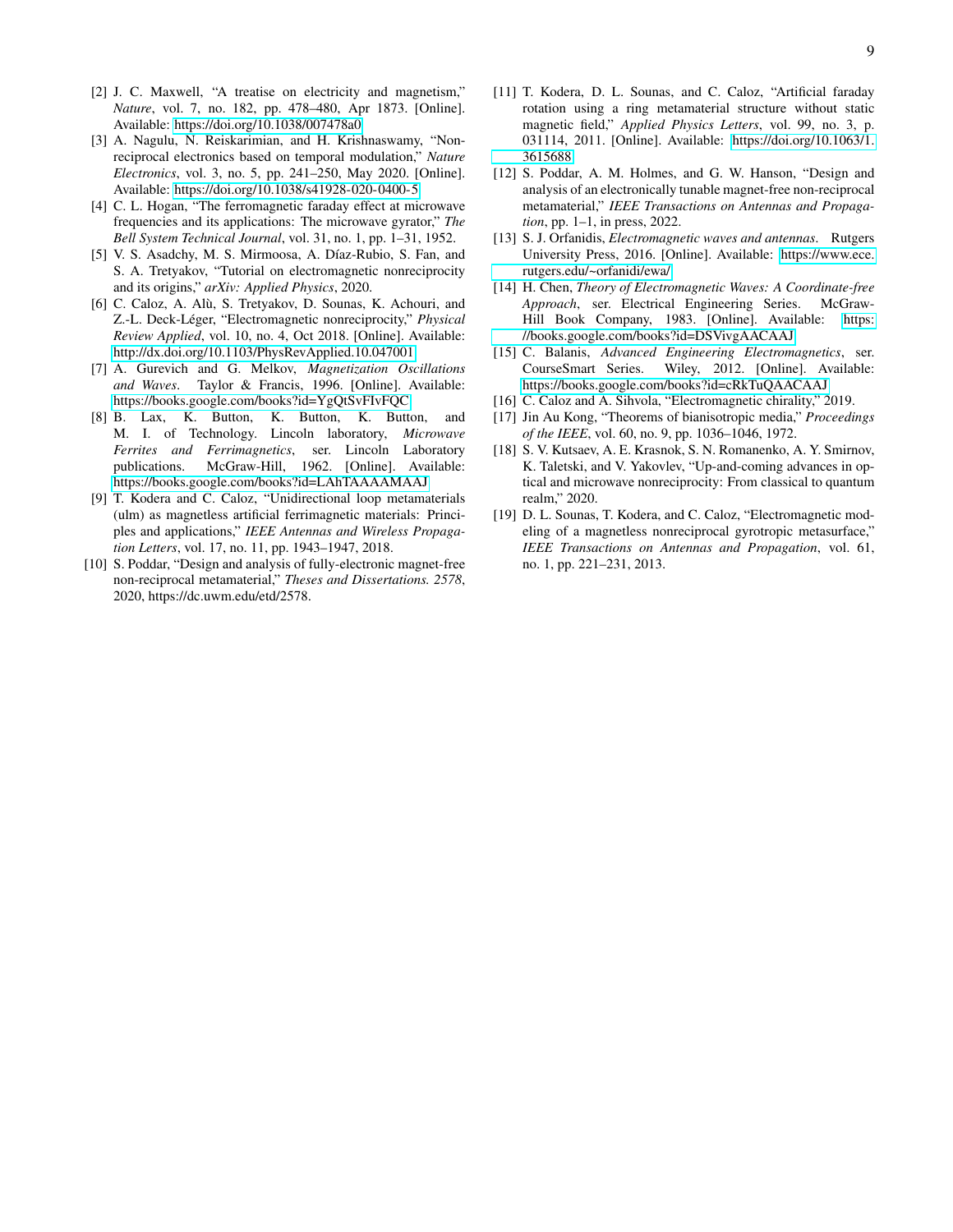[2] J. C. Maxwell, "A treatise on electricity and magnetism," *Nature*, vol. 7, no. 182, pp. 478–480, Apr 1873. [Online]. Available: https://doi.org/10.1038/007478a0

[3] A. Nagulu, N. Reiskarimian, and H. Krishnaswamy, "Non-reciprocal electronics based on temporal modulation," *Nature Electronics*, vol. 3, no. 5, pp. 241–250, May 2020. [Online]. Available: https://doi.org/10.1038/s41928-020-0400-5

[4] C. L. Hogan, "The ferromagnetic faraday effect at microwave frequencies and its applications: The microwave gyrator," *The Bell System Technical Journal*, vol. 31, no. 1, pp. 1–31, 1952.

[5] V. S. Asadchy, M. S. Mirmoosa, A. Díaz-Rubio, S. Fan, and S. A. Tretyakov, "Tutorial on electromagnetic nonreciprocity and its origins," *arXiv: Applied Physics*, 2020.

[6] C. Caloz, A. Alù, S. Tretyakov, D. Sounas, K. Achouri, and Z.-L. Deck-Léger, "Electromagnetic nonreciprocity," *Physical Review Applied*, vol. 10, no. 4, Oct 2018. [Online]. Available: http://dx.doi.org/10.1103/PhysRevApplied.10.047001

[7] A. Gurevich and G. Melkov, *Magnetization Oscillations and Waves*. Taylor & Francis, 1996. [Online]. Available: https://books.google.com/books?id=YgQtSvFIvFQC

[8] B. Lax, K. Button, K. Button, K. Button, and M. I. of Technology. Lincoln laboratory, *Microwave Ferrites and Ferrimagnetics*, ser. Lincoln Laboratory publications. McGraw-Hill, 1962. [Online]. Available: https://books.google.com/books?id=LAhTAAAAMAAJ

[9] T. Kodera and C. Caloz, "Unidirectional loop metamaterials (ulm) as magnetless artificial ferrimagnetic materials: Principles and applications," *IEEE Antennas and Wireless Propagation Letters*, vol. 17, no. 11, pp. 1943–1947, 2018.

[10] S. Poddar, "Design and analysis of fully-electronic magnet-free non-reciprocal metamaterial," *Theses and Dissertations. 2578*, 2020, https://dc.uwm.edu/etd/2578.

[11] T. Kodera, D. L. Sounas, and C. Caloz, "Artificial faraday rotation using a ring metamaterial structure without static magnetic field," *Applied Physics Letters*, vol. 99, no. 3, p. 031114, 2011. [Online]. Available: https://doi.org/10.1063/1.3615688

[12] S. Poddar, A. M. Holmes, and G. W. Hanson, "Design and analysis of an electronically tunable magnet-free non-reciprocal metamaterial," *IEEE Transactions on Antennas and Propagation*, pp. 1–1, in press, 2022.

[13] S. J. Orfanidis, *Electromagnetic waves and antennas*. Rutgers University Press, 2016. [Online]. Available: https://www.ece.rutgers.edu/~orfanidi/ewa/

[14] H. Chen, *Theory of Electromagnetic Waves: A Coordinate-free Approach*, ser. Electrical Engineering Series. McGraw-Hill Book Company, 1983. [Online]. Available: https://books.google.com/books?id=DSVivgAACAAJ

[15] C. Balanis, *Advanced Engineering Electromagnetics*, ser. CourseSmart Series. Wiley, 2012. [Online]. Available: https://books.google.com/books?id=cRkTuQAACAAJ

[16] C. Caloz and A. Sihvola, "Electromagnetic chirality," 2019.

[17] Jin Au Kong, "Theorems of bianisotropic media," *Proceedings of the IEEE*, vol. 60, no. 9, pp. 1036–1046, 1972.

[18] S. V. Kutsaev, A. E. Krasnok, S. N. Romanenko, A. Y. Smirnov, K. Taletski, and V. Yakovlev, "Up-and-coming advances in optical and microwave nonreciprocity: From classical to quantum realm," 2020.

[19] D. L. Sounas, T. Kodera, and C. Caloz, "Electromagnetic modeling of a magnetless nonreciprocal gyrotropic metasurface," *IEEE Transactions on Antennas and Propagation*, vol. 61, no. 1, pp. 221–231, 2013.